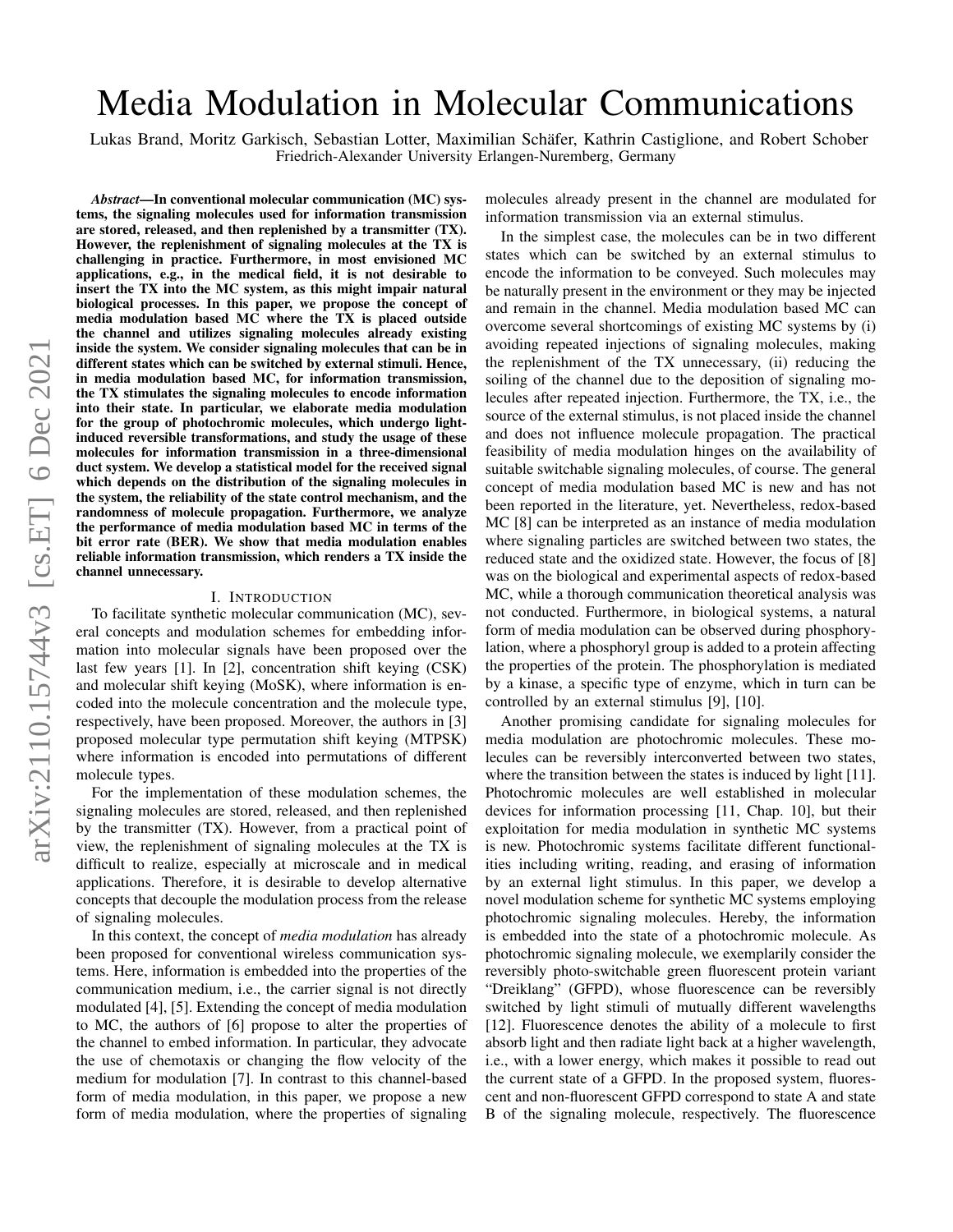# Media Modulation in Molecular Communications

Lukas Brand, Moritz Garkisch, Sebastian Lotter, Maximilian Schäfer, Kathrin Castiglione, and Robert Schober
Friedrich-Alexander University Erlangen-Nuremberg, Germany

***Abstract*—In conventional molecular communication (MC) systems, the signaling molecules used for information transmission are stored, released, and then replenished by a transmitter (TX). However, the replenishment of signaling molecules at the TX is challenging in practice. Furthermore, in most envisioned MC applications, e.g., in the medical field, it is not desirable to insert the TX into the MC system, as this might impair natural biological processes. In this paper, we propose the concept of media modulation based MC where the TX is placed outside the channel and utilizes signaling molecules already existing inside the system. We consider signaling molecules that can be in different states which can be switched by external stimuli. Hence, in media modulation based MC, for information transmission, the TX stimulates the signaling molecules to encode information into their state. In particular, we elaborate media modulation for the group of photochromic molecules, which undergo light-induced reversible transformations, and study the usage of these molecules for information transmission in a three-dimensional duct system. We develop a statistical model for the received signal which depends on the distribution of the signaling molecules in the system, the reliability of the state control mechanism, and the randomness of molecule propagation. Furthermore, we analyze the performance of media modulation based MC in terms of the bit error rate (BER). We show that media modulation enables reliable information transmission, which renders a TX inside the channel unnecessary.**

## I. Introduction

To facilitate synthetic molecular communication (MC), several concepts and modulation schemes for embedding information into molecular signals have been proposed over the last few years [1]. In [2], concentration shift keying (CSK) and molecular shift keying (MoSK), where information is encoded into the molecule concentration and the molecule type, respectively, have been proposed. Moreover, the authors in [3] proposed molecular type permutation shift keying (MTPSK) where information is encoded into permutations of different molecule types.

For the implementation of these modulation schemes, the signaling molecules are stored, released, and then replenished by the transmitter (TX). However, from a practical point of view, the replenishment of signaling molecules at the TX is difficult to realize, especially at microscale and in medical applications. Therefore, it is desirable to develop alternative concepts that decouple the modulation process from the release of signaling molecules.

In this context, the concept of *media modulation* has already been proposed for conventional wireless communication systems. Here, information is embedded into the properties of the communication medium, i.e., the carrier signal is not directly modulated [4], [5]. Extending the concept of media modulation to MC, the authors of [6] propose to alter the properties of the channel to embed information. In particular, they advocate the use of chemotaxis or changing the flow velocity of the medium for modulation [7]. In contrast to this channel-based form of media modulation, in this paper, we propose a new form of media modulation, where the properties of signaling molecules already present in the channel are modulated for information transmission via an external stimulus.

In the simplest case, the molecules can be in two different states which can be switched by an external stimulus to encode the information to be conveyed. Such molecules may be naturally present in the environment or they may be injected and remain in the channel. Media modulation based MC can overcome several shortcomings of existing MC systems by (i) avoiding repeated injections of signaling molecules, making the replenishment of the TX unnecessary, (ii) reducing the soiling of the channel due to the deposition of signaling molecules after repeated injection. Furthermore, the TX, i.e., the source of the external stimulus, is not placed inside the channel and does not influence molecule propagation. The practical feasibility of media modulation hinges on the availability of suitable switchable signaling molecules, of course. The general concept of media modulation based MC is new and has not been reported in the literature, yet. Nevertheless, redox-based MC [8] can be interpreted as an instance of media modulation where signaling particles are switched between two states, the reduced state and the oxidized state. However, the focus of [8] was on the biological and experimental aspects of redox-based MC, while a thorough communication theoretical analysis was not conducted. Furthermore, in biological systems, a natural form of media modulation can be observed during phosphorylation, where a phosphoryl group is added to a protein affecting the properties of the protein. The phosphorylation is mediated by a kinase, a specific type of enzyme, which in turn can be controlled by an external stimulus [9], [10].

Another promising candidate for signaling molecules for media modulation are photochromic molecules. These molecules can be reversibly interconverted between two states, where the transition between the states is induced by light [11]. Photochromic molecules are well established in molecular devices for information processing [11, Chap. 10], but their exploitation for media modulation in synthetic MC systems is new. Photochromic systems facilitate different functionalities including writing, reading, and erasing of information by an external light stimulus. In this paper, we develop a novel modulation scheme for synthetic MC systems employing photochromic signaling molecules. Hereby, the information is embedded into the state of a photochromic molecule. As photochromic signaling molecule, we exemplarily consider the reversibly photo-switchable green fluorescent protein variant "Dreiklang" (GFPD), whose fluorescence can be reversibly switched by light stimuli of mutually different wavelengths [12]. Fluorescence denotes the ability of a molecule to first absorb light and then radiate light back at a higher wavelength, i.e., with a lower energy, which makes it possible to read out the current state of a GFPD. In the proposed system, fluorescent and non-fluorescent GFPD correspond to state A and state B of the signaling molecule, respectively. The fluorescence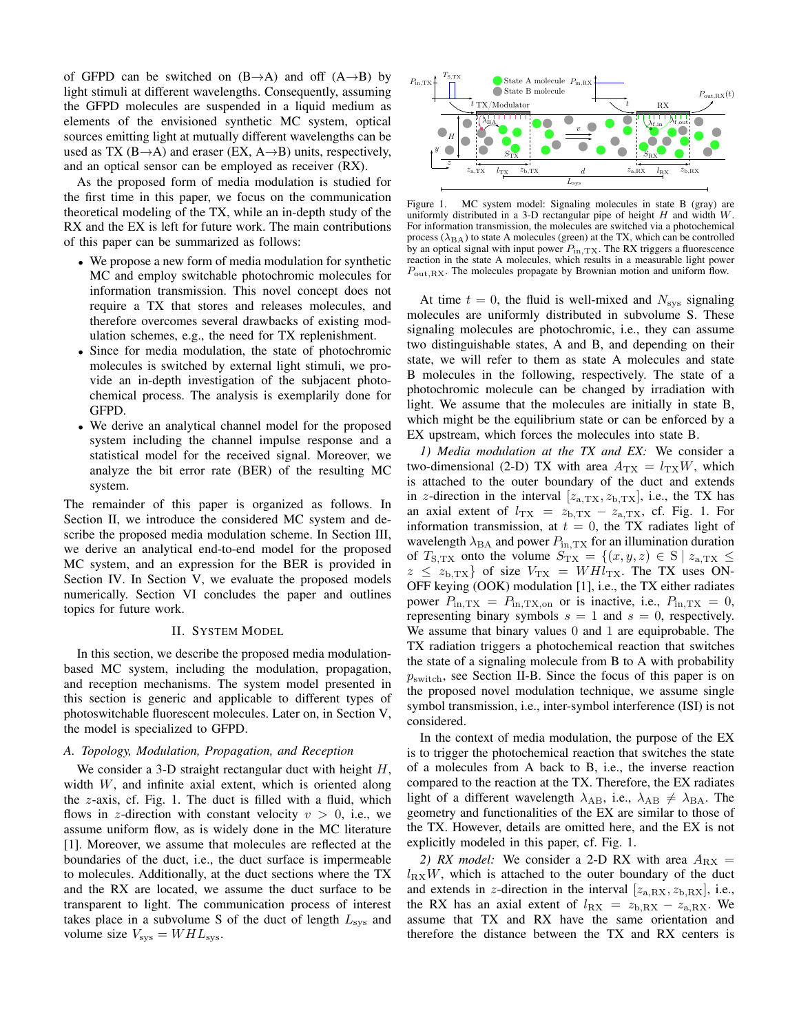of GFPD can be switched on (B→A) and off (A→B) by light stimuli at different wavelengths. Consequently, assuming the GFPD molecules are suspended in a liquid medium as elements of the envisioned synthetic MC system, optical sources emitting light at mutually different wavelengths can be used as TX (B→A) and eraser (EX, A→B) units, respectively, and an optical sensor can be employed as receiver (RX).

As the proposed form of media modulation is studied for the first time in this paper, we focus on the communication theoretical modeling of the TX, while an in-depth study of the RX and the EX is left for future work. The main contributions of this paper can be summarized as follows:

- We propose a new form of media modulation for synthetic MC and employ switchable photochromic molecules for information transmission. This novel concept does not require a TX that stores and releases molecules, and therefore overcomes several drawbacks of existing modulation schemes, e.g., the need for TX replenishment.
- Since for media modulation, the state of photochromic molecules is switched by external light stimuli, we provide an in-depth investigation of the subjacent photochemical process. The analysis is exemplarily done for GFPD.
- We derive an analytical channel model for the proposed system including the channel impulse response and a statistical model for the received signal. Moreover, we analyze the bit error rate (BER) of the resulting MC system.

The remainder of this paper is organized as follows. In Section II, we introduce the considered MC system and describe the proposed media modulation scheme. In Section III, we derive an analytical end-to-end model for the proposed MC system, and an expression for the BER is provided in Section IV. In Section V, we evaluate the proposed models numerically. Section VI concludes the paper and outlines topics for future work.

## II. System Model

In this section, we describe the proposed media modulation-based MC system, including the modulation, propagation, and reception mechanisms. The system model presented in this section is generic and applicable to different types of photoswitchable fluorescent molecules. Later on, in Section V, the model is specialized to GFPD.

### A. Topology, Modulation, Propagation, and Reception

We consider a 3-D straight rectangular duct with height $H$, width $W$, and infinite axial extent, which is oriented along the $z$-axis, cf. Fig. 1. The duct is filled with a fluid, which flows in $z$-direction with constant velocity $v > 0$, i.e., we assume uniform flow, as is widely done in the MC literature [1]. Moreover, we assume that molecules are reflected at the boundaries of the duct, i.e., the duct surface is impermeable to molecules. Additionally, at the duct sections where the TX and the RX are located, we assume the duct surface to be transparent to light. The communication process of interest takes place in a subvolume S of the duct of length $L_{\text{sys}}$ and volume size $V_{\text{sys}} = WHL_{\text{sys}}$.

Figure 1. MC system model: Signaling molecules in state B (gray) are uniformly distributed in a 3-D rectangular pipe of height $H$ and width $W$. For information transmission, the molecules are switched via a photochemical process ($\lambda_{\text{BA}}$) to state A molecules (green) at the TX, which can be controlled by an optical signal with input power $P_{\text{in,TX}}$. The RX triggers a fluorescence reaction in the state A molecules, which results in a measurable light power $P_{\text{out,RX}}$. The molecules propagate by Brownian motion and uniform flow.

At time $t = 0$, the fluid is well-mixed and $N_{\text{sys}}$ signaling molecules are uniformly distributed in subvolume S. These signaling molecules are photochromic, i.e., they can assume two distinguishable states, A and B, and depending on their state, we will refer to them as state A molecules and state B molecules in the following, respectively. The state of a photochromic molecule can be changed by irradiation with light. We assume that the molecules are initially in state B, which might be the equilibrium state or can be enforced by a EX upstream, which forces the molecules into state B.

*1) Media modulation at the TX and EX:* We consider a two-dimensional (2-D) TX with area $A_{\text{TX}} = l_{\text{TX}}W$, which is attached to the outer boundary of the duct and extends in $z$-direction in the interval $[z_{\text{a,TX}}, z_{\text{b,TX}}]$, i.e., the TX has an axial extent of $l_{\text{TX}} = z_{\text{b,TX}} - z_{\text{a,TX}}$, cf. Fig. 1. For information transmission, at $t = 0$, the TX radiates light of wavelength $\lambda_{\text{BA}}$ and power $P_{\text{in,TX}}$ for an illumination duration of $T_{\text{S,TX}}$ onto the volume $S_{\text{TX}} = \{(x, y, z) \in \text{S} \mid z_{\text{a,TX}} \leq z \leq z_{\text{b,TX}}\}$ of size $V_{\text{TX}} = WHl_{\text{TX}}$. The TX uses ON-OFF keying (OOK) modulation [1], i.e., the TX either radiates power $P_{\text{in,TX}} = P_{\text{in,TX,on}}$ or is inactive, i.e., $P_{\text{in,TX}} = 0$, representing binary symbols $s = 1$ and $s = 0$, respectively. We assume that binary values 0 and 1 are equiprobable. The TX radiation triggers a photochemical reaction that switches the state of a signaling molecule from B to A with probability $p_{\text{switch}}$, see Section II-B. Since the focus of this paper is on the proposed novel modulation technique, we assume single symbol transmission, i.e., inter-symbol interference (ISI) is not considered.

In the context of media modulation, the purpose of the EX is to trigger the photochemical reaction that switches the state of a molecules from A back to B, i.e., the inverse reaction compared to the reaction at the TX. Therefore, the EX radiates light of a different wavelength $\lambda_{\text{AB}}$, i.e., $\lambda_{\text{AB}} \neq \lambda_{\text{BA}}$. The geometry and functionalities of the EX are similar to those of the TX. However, details are omitted here, and the EX is not explicitly modeled in this paper, cf. Fig. 1.

*2) RX model:* We consider a 2-D RX with area $A_{\text{RX}} = l_{\text{RX}}W$, which is attached to the outer boundary of the duct and extends in $z$-direction in the interval $[z_{\text{a,RX}}, z_{\text{b,RX}}]$, i.e., the RX has an axial extent of $l_{\text{RX}} = z_{\text{b,RX}} - z_{\text{a,RX}}$. We assume that TX and RX have the same orientation and therefore the distance between the TX and RX centers is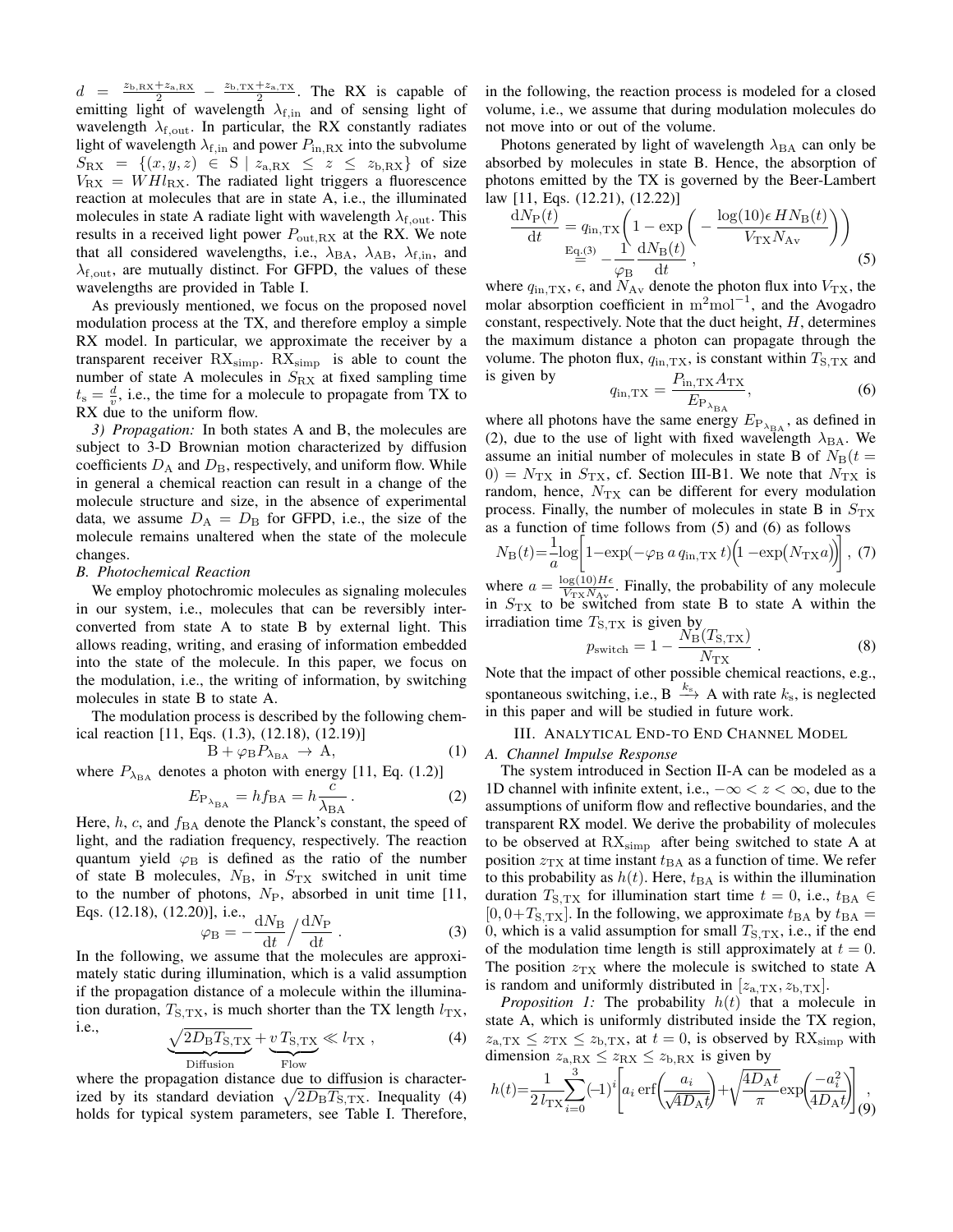$d = \frac{z_{\mathrm{b,RX}}+z_{\mathrm{a,RX}}}{2} - \frac{z_{\mathrm{b,TX}}+z_{\mathrm{a,TX}}}{2}$. The RX is capable of emitting light of wavelength $\lambda_{\mathrm{f,in}}$ and of sensing light of wavelength $\lambda_{\mathrm{f,out}}$. In particular, the RX constantly radiates light of wavelength $\lambda_{\mathrm{f,in}}$ and power $P_{\mathrm{in,RX}}$ into the subvolume $S_{\mathrm{RX}} = \{(x,y,z) \in \mathrm{S} \mid z_{\mathrm{a,RX}} \leq z \leq z_{\mathrm{b,RX}}\}$ of size $V_{\mathrm{RX}} = WHl_{\mathrm{RX}}$. The radiated light triggers a fluorescence reaction at molecules that are in state A, i.e., the illuminated molecules in state A radiate light with wavelength $\lambda_{\mathrm{f,out}}$. This results in a received light power $P_{\mathrm{out,RX}}$ at the RX. We note that all considered wavelengths, i.e., $\lambda_{\mathrm{BA}}$, $\lambda_{\mathrm{AB}}$, $\lambda_{\mathrm{f,in}}$, and $\lambda_{\mathrm{f,out}}$, are mutually distinct. For GFPD, the values of these wavelengths are provided in Table I.

As previously mentioned, we focus on the proposed novel modulation process at the TX, and therefore employ a simple RX model. In particular, we approximate the receiver by a transparent receiver $\mathrm{RX_{simp}}$. $\mathrm{RX_{simp}}$ is able to count the number of state A molecules in $S_{\mathrm{RX}}$ at fixed sampling time $t_{\mathrm{s}} = \frac{d}{v}$, i.e., the time for a molecule to propagate from TX to RX due to the uniform flow.

*3) Propagation:* In both states A and B, the molecules are subject to 3-D Brownian motion characterized by diffusion coefficients $D_{\mathrm{A}}$ and $D_{\mathrm{B}}$, respectively, and uniform flow. While in general a chemical reaction can result in a change of the molecule structure and size, in the absence of experimental data, we assume $D_{\mathrm{A}} = D_{\mathrm{B}}$ for GFPD, i.e., the size of the molecule remains unaltered when the state of the molecule changes.

### *B. Photochemical Reaction*

We employ photochromic molecules as signaling molecules in our system, i.e., molecules that can be reversibly interconverted from state A to state B by external light. This allows reading, writing, and erasing of information embedded into the state of the molecule. In this paper, we focus on the modulation, i.e., the writing of information, by switching molecules in state B to state A.

The modulation process is described by the following chemical reaction [11, Eqs. (1.3), (12.18), (12.19)]

$$\mathrm{B} + \varphi_{\mathrm{B}} P_{\lambda_{\mathrm{BA}}} \rightarrow \mathrm{A}, \tag{1}$$

where $P_{\lambda_{\mathrm{BA}}}$ denotes a photon with energy [11, Eq. (1.2)]

$$E_{\mathrm{P}_{\lambda_{\mathrm{BA}}}} = hf_{\mathrm{BA}} = h\frac{c}{\lambda_{\mathrm{BA}}} . \tag{2}$$

Here, $h$, $c$, and $f_{\mathrm{BA}}$ denote the Planck's constant, the speed of light, and the radiation frequency, respectively. The reaction quantum yield $\varphi_{\mathrm{B}}$ is defined as the ratio of the number of state B molecules, $N_{\mathrm{B}}$, in $S_{\mathrm{TX}}$ switched in unit time to the number of photons, $N_{\mathrm{P}}$, absorbed in unit time [11, Eqs. (12.18), (12.20)], i.e.,

$$\varphi_{\mathrm{B}} = -\frac{\mathrm{d}N_{\mathrm{B}}}{\mathrm{d}t} \Big/ \frac{\mathrm{d}N_{\mathrm{P}}}{\mathrm{d}t} . \tag{3}$$

In the following, we assume that the molecules are approximately static during illumination, which is a valid assumption if the propagation distance of a molecule within the illumination duration, $T_{\mathrm{S,TX}}$, is much shorter than the TX length $l_{\mathrm{TX}}$, i.e.,

$$\underbrace{\sqrt{2D_{\mathrm{B}}T_{\mathrm{S,TX}}}}_{\text{Diffusion}} + \underbrace{v\,T_{\mathrm{S,TX}}}_{\text{Flow}} \ll l_{\mathrm{TX}} , \tag{4}$$

where the propagation distance due to diffusion is characterized by its standard deviation $\sqrt{2D_{\mathrm{B}}T_{\mathrm{S,TX}}}$. Inequality (4) holds for typical system parameters, see Table I. Therefore, in the following, the reaction process is modeled for a closed volume, i.e., we assume that during modulation molecules do not move into or out of the volume.

Photons generated by light of wavelength $\lambda_{\mathrm{BA}}$ can only be absorbed by molecules in state B. Hence, the absorption of photons emitted by the TX is governed by the Beer-Lambert law [11, Eqs. (12.21), (12.22)]

$$\frac{\mathrm{d}N_{\mathrm{P}}(t)}{\mathrm{d}t} = q_{\mathrm{in,TX}}\left(1 - \exp\left(-\frac{\log(10)\epsilon\, HN_{\mathrm{B}}(t)}{V_{\mathrm{TX}}N_{\mathrm{Av}}}\right)\right) \overset{\text{Eq.(3)}}{=} -\frac{1}{\varphi_{\mathrm{B}}}\frac{\mathrm{d}N_{\mathrm{B}}(t)}{\mathrm{d}t} , \tag{5}$$

where $q_{\mathrm{in,TX}}$, $\epsilon$, and $N_{\mathrm{Av}}$ denote the photon flux into $V_{\mathrm{TX}}$, the molar absorption coefficient in $\mathrm{m^2mol^{-1}}$, and the Avogadro constant, respectively. Note that the duct height, $H$, determines the maximum distance a photon can propagate through the volume. The photon flux, $q_{\mathrm{in,TX}}$, is constant within $T_{\mathrm{S,TX}}$ and is given by

$$q_{\mathrm{in,TX}} = \frac{P_{\mathrm{in,TX}}A_{\mathrm{TX}}}{E_{\mathrm{P}_{\lambda_{\mathrm{BA}}}}}, \tag{6}$$

where all photons have the same energy $E_{\mathrm{P}_{\lambda_{\mathrm{BA}}}}$, as defined in (2), due to the use of light with fixed wavelength $\lambda_{\mathrm{BA}}$. We assume an initial number of molecules in state B of $N_{\mathrm{B}}(t=0) = N_{\mathrm{TX}}$ in $S_{\mathrm{TX}}$, cf. Section III-B1. We note that $N_{\mathrm{TX}}$ is random, hence, $N_{\mathrm{TX}}$ can be different for every modulation process. Finally, the number of molecules in state B in $S_{\mathrm{TX}}$ as a function of time follows from (5) and (6) as follows

$$N_{\mathrm{B}}(t) = \frac{1}{a}\log\left[1 - \exp(-\varphi_{\mathrm{B}}\, a\, q_{\mathrm{in,TX}}\, t)\Big(1 - \exp\big(N_{\mathrm{TX}}a\big)\Big)\right] , \tag{7}$$

where $a = \frac{\log(10)H\epsilon}{V_{\mathrm{TX}}N_{\mathrm{Av}}}$. Finally, the probability of any molecule in $S_{\mathrm{TX}}$ to be switched from state B to state A within the irradiation time $T_{\mathrm{S,TX}}$ is given by

$$p_{\mathrm{switch}} = 1 - \frac{N_{\mathrm{B}}(T_{\mathrm{S,TX}})}{N_{\mathrm{TX}}} . \tag{8}$$

Note that the impact of other possible chemical reactions, e.g., spontaneous switching, i.e., $\mathrm{B} \xrightarrow{k_{\mathrm{s}}} \mathrm{A}$ with rate $k_{\mathrm{s}}$, is neglected in this paper and will be studied in future work.

## III. Analytical End-to End Channel Model

### *A. Channel Impulse Response*

The system introduced in Section II-A can be modeled as a 1D channel with infinite extent, i.e., $-\infty < z < \infty$, due to the assumptions of uniform flow and reflective boundaries, and the transparent RX model. We derive the probability of molecules to be observed at $\mathrm{RX_{simp}}$ after being switched to state A at position $z_{\mathrm{TX}}$ at time instant $t_{\mathrm{BA}}$ as a function of time. We refer to this probability as $h(t)$. Here, $t_{\mathrm{BA}}$ is within the illumination duration $T_{\mathrm{S,TX}}$ for illumination start time $t = 0$, i.e., $t_{\mathrm{BA}} \in [0, 0+T_{\mathrm{S,TX}}]$. In the following, we approximate $t_{\mathrm{BA}}$ by $t_{\mathrm{BA}} = 0$, which is a valid assumption for small $T_{\mathrm{S,TX}}$, i.e., if the end of the modulation time length is still approximately at $t = 0$. The position $z_{\mathrm{TX}}$ where the molecule is switched to state A is random and uniformly distributed in $[z_{\mathrm{a,TX}}, z_{\mathrm{b,TX}}]$.

*Proposition 1:* The probability $h(t)$ that a molecule in state A, which is uniformly distributed inside the TX region, $z_{\mathrm{a,TX}} \leq z_{\mathrm{TX}} \leq z_{\mathrm{b,TX}}$, at $t = 0$, is observed by $\mathrm{RX_{simp}}$ with dimension $z_{\mathrm{a,RX}} \leq z_{\mathrm{RX}} \leq z_{\mathrm{b,RX}}$ is given by

$$h(t) = \frac{1}{2\,l_{\mathrm{TX}}}\sum_{i=0}^{3}(-1)^{i}\left[a_i\,\mathrm{erf}\left(\frac{a_i}{\sqrt{4D_{\mathrm{A}}t}}\right) + \sqrt{\frac{4D_{\mathrm{A}}t}{\pi}}\exp\left(\frac{-a_i^2}{4D_{\mathrm{A}}t}\right)\right] , \tag{9}$$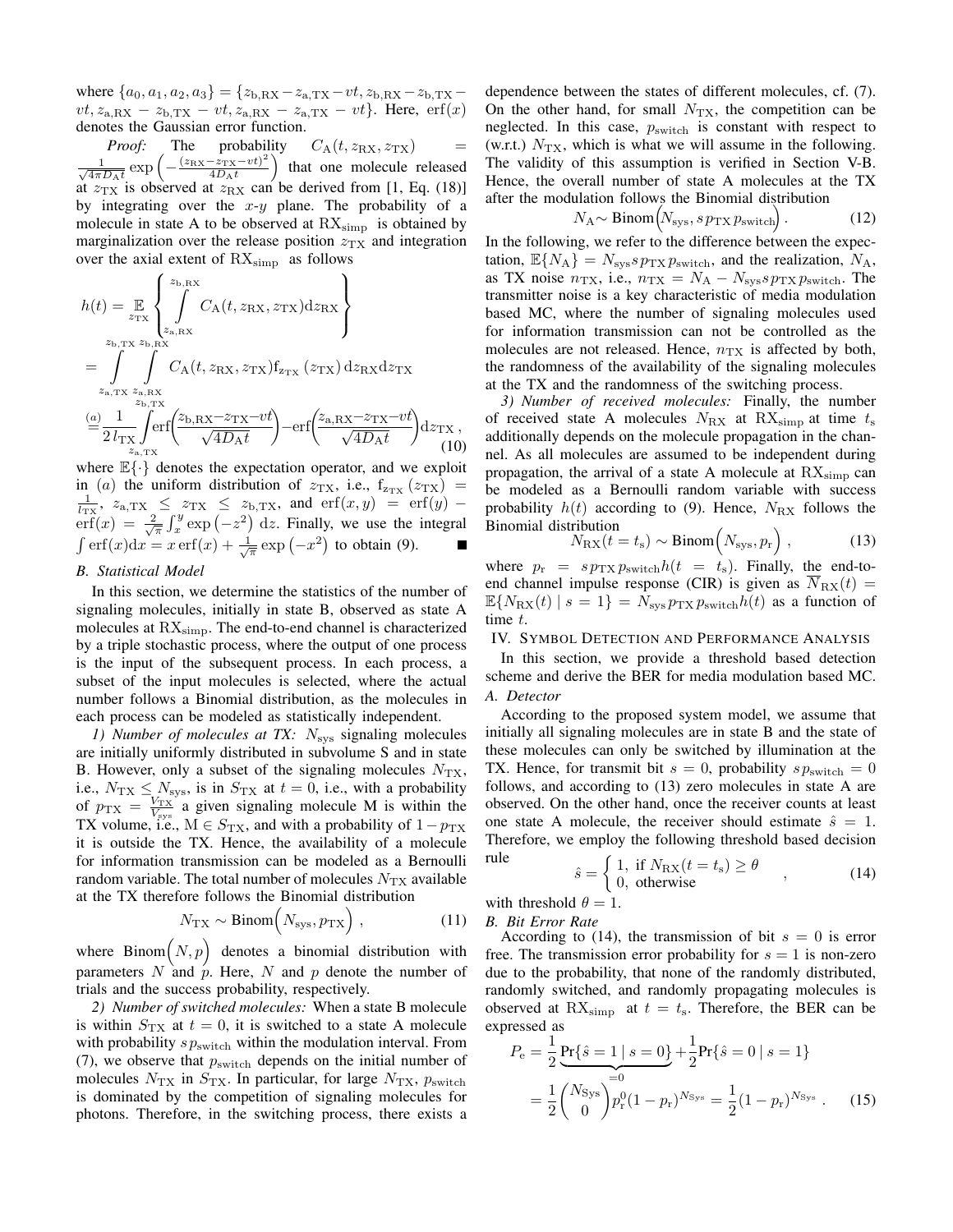where $\{a_0, a_1, a_2, a_3\} = \{z_{\mathrm{b,RX}} - z_{\mathrm{a,TX}} - vt, z_{\mathrm{b,RX}} - z_{\mathrm{b,TX}} - vt, z_{\mathrm{a,RX}} - z_{\mathrm{b,TX}} - vt, z_{\mathrm{a,RX}} - z_{\mathrm{a,TX}} - vt\}$. Here, $\mathrm{erf}(x)$ denotes the Gaussian error function.

*Proof:* The probability $C_{\mathrm{A}}(t, z_{\mathrm{RX}}, z_{\mathrm{TX}}) = \frac{1}{\sqrt{4\pi D_{\mathrm{A}} t}} \exp\left(-\frac{(z_{\mathrm{RX}} - z_{\mathrm{TX}} - vt)^2}{4 D_{\mathrm{A}} t}\right)$ that one molecule released at $z_{\mathrm{TX}}$ is observed at $z_{\mathrm{RX}}$ can be derived from [1, Eq. (18)] by integrating over the $x$-$y$ plane. The probability of a molecule in state A to be observed at $\mathrm{RX}_{\mathrm{simp}}$ is obtained by marginalization over the release position $z_{\mathrm{TX}}$ and integration over the axial extent of $\mathrm{RX}_{\mathrm{simp}}$ as follows

$$
\begin{aligned}
h(t) &= \mathop{\mathbb{E}}_{z_{\mathrm{TX}}} \left\{ \int_{z_{\mathrm{a,RX}}}^{z_{\mathrm{b,RX}}} C_{\mathrm{A}}(t, z_{\mathrm{RX}}, z_{\mathrm{TX}}) \mathrm{d}z_{\mathrm{RX}} \right\} \\
&= \int_{z_{\mathrm{a,TX}}}^{z_{\mathrm{b,TX}}} \int_{z_{\mathrm{a,RX}}}^{z_{\mathrm{b,RX}}} C_{\mathrm{A}}(t, z_{\mathrm{RX}}, z_{\mathrm{TX}}) \mathrm{f}_{z_{\mathrm{TX}}}(z_{\mathrm{TX}}) \, \mathrm{d}z_{\mathrm{RX}} \mathrm{d}z_{\mathrm{TX}} \\
&\overset{(a)}{=} \frac{1}{2\, l_{\mathrm{TX}}} \int_{z_{\mathrm{a,TX}}}^{z_{\mathrm{b,TX}}} \mathrm{erf}\left(\frac{z_{\mathrm{b,RX}} - z_{\mathrm{TX}} - vt}{\sqrt{4 D_{\mathrm{A}} t}}\right) - \mathrm{erf}\left(\frac{z_{\mathrm{a,RX}} - z_{\mathrm{TX}} - vt}{\sqrt{4 D_{\mathrm{A}} t}}\right) \mathrm{d}z_{\mathrm{TX}},
\end{aligned} \tag{10}
$$

where $\mathbb{E}\{\cdot\}$ denotes the expectation operator, and we exploit in $(a)$ the uniform distribution of $z_{\mathrm{TX}}$, i.e., $\mathrm{f}_{z_{\mathrm{TX}}}(z_{\mathrm{TX}}) = \frac{1}{l_{\mathrm{TX}}}$, $z_{\mathrm{a,TX}} \leq z_{\mathrm{TX}} \leq z_{\mathrm{b,TX}}$, and $\mathrm{erf}(x, y) = \mathrm{erf}(y) - \mathrm{erf}(x) = \frac{2}{\sqrt{\pi}} \int_x^y \exp\left(-z^2\right) \mathrm{d}z$. Finally, we use the integral $\int \mathrm{erf}(x) \mathrm{d}x = x \, \mathrm{erf}(x) + \frac{1}{\sqrt{\pi}} \exp\left(-x^2\right)$ to obtain (9). ■

### B. Statistical Model

In this section, we determine the statistics of the number of signaling molecules, initially in state B, observed as state A molecules at $\mathrm{RX}_{\mathrm{simp}}$. The end-to-end channel is characterized by a triple stochastic process, where the output of one process is the input of the subsequent process. In each process, a subset of the input molecules is selected, where the actual number follows a Binomial distribution, as the molecules in each process can be modeled as statistically independent.

*1) Number of molecules at TX:* $N_{\mathrm{sys}}$ signaling molecules are initially uniformly distributed in subvolume S and in state B. However, only a subset of the signaling molecules $N_{\mathrm{TX}}$, i.e., $N_{\mathrm{TX}} \leq N_{\mathrm{sys}}$, is in $S_{\mathrm{TX}}$ at $t = 0$, i.e., with a probability of $p_{\mathrm{TX}} = \frac{V_{\mathrm{TX}}}{V_{\mathrm{sys}}}$ a given signaling molecule M is within the TX volume, i.e., $\mathrm{M} \in S_{\mathrm{TX}}$, and with a probability of $1 - p_{\mathrm{TX}}$ it is outside the TX. Hence, the availability of a molecule for information transmission can be modeled as a Bernoulli random variable. The total number of molecules $N_{\mathrm{TX}}$ available at the TX therefore follows the Binomial distribution

$$
N_{\mathrm{TX}} \sim \mathrm{Binom}\Big(N_{\mathrm{sys}}, p_{\mathrm{TX}}\Big), \tag{11}
$$

where $\mathrm{Binom}\Big(N, p\Big)$ denotes a binomial distribution with parameters $N$ and $p$. Here, $N$ and $p$ denote the number of trials and the success probability, respectively.

*2) Number of switched molecules:* When a state B molecule is within $S_{\mathrm{TX}}$ at $t = 0$, it is switched to a state A molecule with probability $s\, p_{\mathrm{switch}}$ within the modulation interval. From (7), we observe that $p_{\mathrm{switch}}$ depends on the initial number of molecules $N_{\mathrm{TX}}$ in $S_{\mathrm{TX}}$. In particular, for large $N_{\mathrm{TX}}$, $p_{\mathrm{switch}}$ is dominated by the competition of signaling molecules for photons. Therefore, in the switching process, there exists a dependence between the states of different molecules, cf. (7). On the other hand, for small $N_{\mathrm{TX}}$, the competition can be neglected. In this case, $p_{\mathrm{switch}}$ is constant with respect to (w.r.t.) $N_{\mathrm{TX}}$, which is what we will assume in the following. The validity of this assumption is verified in Section V-B. Hence, the overall number of state A molecules at the TX after the modulation follows the Binomial distribution

$$
N_{\mathrm{A}} \sim \mathrm{Binom}\Big(N_{\mathrm{sys}}, s\, p_{\mathrm{TX}}\, p_{\mathrm{switch}}\Big). \tag{12}
$$

In the following, we refer to the difference between the expectation, $\mathbb{E}\{N_{\mathrm{A}}\} = N_{\mathrm{sys}} s\, p_{\mathrm{TX}}\, p_{\mathrm{switch}}$, and the realization, $N_{\mathrm{A}}$, as TX noise $n_{\mathrm{TX}}$, i.e., $n_{\mathrm{TX}} = N_{\mathrm{A}} - N_{\mathrm{sys}} s\, p_{\mathrm{TX}}\, p_{\mathrm{switch}}$. The transmitter noise is a key characteristic of media modulation based MC, where the number of signaling molecules used for information transmission can not be controlled as the molecules are not released. Hence, $n_{\mathrm{TX}}$ is affected by both, the randomness of the availability of the signaling molecules at the TX and the randomness of the switching process.

*3) Number of received molecules:* Finally, the number of received state A molecules $N_{\mathrm{RX}}$ at $\mathrm{RX}_{\mathrm{simp}}$ at time $t_{\mathrm{s}}$ additionally depends on the molecule propagation in the channel. As all molecules are assumed to be independent during propagation, the arrival of a state A molecule at $\mathrm{RX}_{\mathrm{simp}}$ can be modeled as a Bernoulli random variable with success probability $h(t)$ according to (9). Hence, $N_{\mathrm{RX}}$ follows the Binomial distribution

$$
N_{\mathrm{RX}}(t = t_{\mathrm{s}}) \sim \mathrm{Binom}\Big(N_{\mathrm{sys}}, p_{\mathrm{r}}\Big), \tag{13}
$$

where $p_{\mathrm{r}} = s\, p_{\mathrm{TX}}\, p_{\mathrm{switch}} h(t = t_{\mathrm{s}})$. Finally, the end-to-end channel impulse response (CIR) is given as $\overline{N}_{\mathrm{RX}}(t) = \mathbb{E}\{N_{\mathrm{RX}}(t) \mid s = 1\} = N_{\mathrm{sys}}\, p_{\mathrm{TX}}\, p_{\mathrm{switch}} h(t)$ as a function of time $t$.

## IV. Symbol Detection and Performance Analysis

In this section, we provide a threshold based detection scheme and derive the BER for media modulation based MC.

### A. Detector

According to the proposed system model, we assume that initially all signaling molecules are in state B and the state of these molecules can only be switched by illumination at the TX. Hence, for transmit bit $s = 0$, probability $s\, p_{\mathrm{switch}} = 0$ follows, and according to (13) zero molecules in state A are observed. On the other hand, once the receiver counts at least one state A molecule, the receiver should estimate $\hat{s} = 1$. Therefore, we employ the following threshold based decision rule

$$
\hat{s} = \begin{cases} 1, & \text{if } N_{\mathrm{RX}}(t = t_{\mathrm{s}}) \geq \theta \\ 0, & \text{otherwise} \end{cases}, \tag{14}
$$

with threshold $\theta = 1$.

### B. Bit Error Rate

According to (14), the transmission of bit $s = 0$ is error free. The transmission error probability for $s = 1$ is non-zero due to the probability, that none of the randomly distributed, randomly switched, and randomly propagating molecules is observed at $\mathrm{RX}_{\mathrm{simp}}$ at $t = t_{\mathrm{s}}$. Therefore, the BER can be expressed as

$$
\begin{aligned}
P_{\mathrm{e}} &= \frac{1}{2} \underbrace{\Pr\{\hat{s} = 1 \mid s = 0\}}_{=0} + \frac{1}{2} \Pr\{\hat{s} = 0 \mid s = 1\} \\
&= \frac{1}{2} \binom{N_{\mathrm{Sys}}}{0} p_{\mathrm{r}}^0 (1 - p_{\mathrm{r}})^{N_{\mathrm{Sys}}} = \frac{1}{2} (1 - p_{\mathrm{r}})^{N_{\mathrm{Sys}}}.
\end{aligned} \tag{15}
$$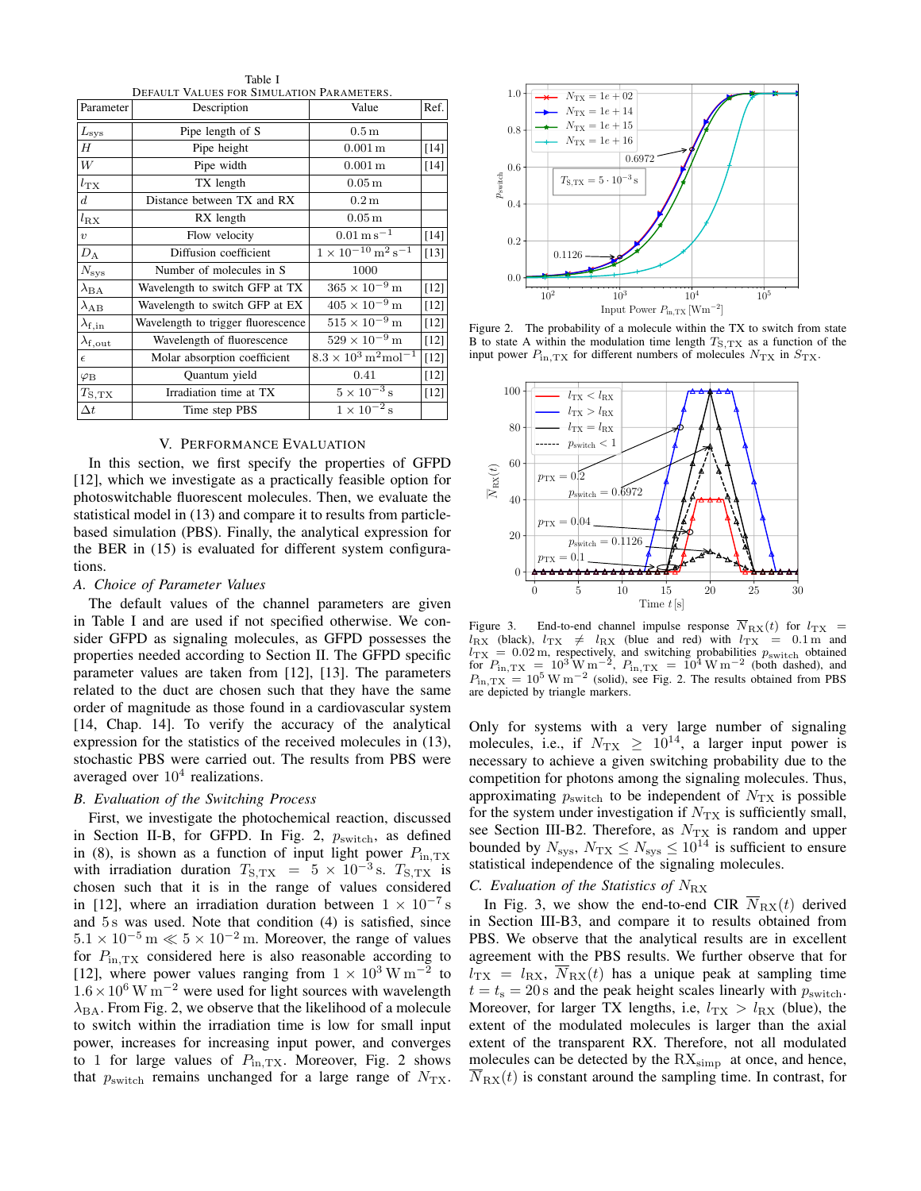Table I
DEFAULT VALUES FOR SIMULATION PARAMETERS.

| Parameter | Description | Value | Ref. |
|---|---|---|---|
| $L_{\mathrm{sys}}$ | Pipe length of S | $0.5\,\mathrm{m}$ | |
| $H$ | Pipe height | $0.001\,\mathrm{m}$ | [14] |
| $W$ | Pipe width | $0.001\,\mathrm{m}$ | [14] |
| $l_{\mathrm{TX}}$ | TX length | $0.05\,\mathrm{m}$ | |
| $d$ | Distance between TX and RX | $0.2\,\mathrm{m}$ | |
| $l_{\mathrm{RX}}$ | RX length | $0.05\,\mathrm{m}$ | |
| $v$ | Flow velocity | $0.01\,\mathrm{m\,s^{-1}}$ | [14] |
| $D_{\mathrm{A}}$ | Diffusion coefficient | $1 \times 10^{-10}\,\mathrm{m^2\,s^{-1}}$ | [13] |
| $N_{\mathrm{sys}}$ | Number of molecules in S | 1000 | |
| $\lambda_{\mathrm{BA}}$ | Wavelength to switch GFP at TX | $365 \times 10^{-9}\,\mathrm{m}$ | [12] |
| $\lambda_{\mathrm{AB}}$ | Wavelength to switch GFP at EX | $405 \times 10^{-9}\,\mathrm{m}$ | [12] |
| $\lambda_{\mathrm{f,in}}$ | Wavelength to trigger fluorescence | $515 \times 10^{-9}\,\mathrm{m}$ | [12] |
| $\lambda_{\mathrm{f,out}}$ | Wavelength of fluorescence | $529 \times 10^{-9}\,\mathrm{m}$ | [12] |
| $\epsilon$ | Molar absorption coefficient | $8.3 \times 10^{3}\,\mathrm{m^2mol^{-1}}$ | [12] |
| $\varphi_{\mathrm{B}}$ | Quantum yield | 0.41 | [12] |
| $T_{\mathrm{S,TX}}$ | Irradiation time at TX | $5 \times 10^{-3}\,\mathrm{s}$ | [12] |
| $\Delta t$ | Time step PBS | $1 \times 10^{-2}\,\mathrm{s}$ | |

## V. PERFORMANCE EVALUATION

In this section, we first specify the properties of GFPD [12], which we investigate as a practically feasible option for photoswitchable fluorescent molecules. Then, we evaluate the statistical model in (13) and compare it to results from particle-based simulation (PBS). Finally, the analytical expression for the BER in (15) is evaluated for different system configurations.

### A. Choice of Parameter Values

The default values of the channel parameters are given in Table I and are used if not specified otherwise. We consider GFPD as signaling molecules, as GFPD possesses the properties needed according to Section II. The GFPD specific parameter values are taken from [12], [13]. The parameters related to the duct are chosen such that they have the same order of magnitude as those found in a cardiovascular system [14, Chap. 14]. To verify the accuracy of the analytical expression for the statistics of the received molecules in (13), stochastic PBS were carried out. The results from PBS were averaged over $10^4$ realizations.

### B. Evaluation of the Switching Process

First, we investigate the photochemical reaction, discussed in Section II-B, for GFPD. In Fig. 2, $p_{\mathrm{switch}}$, as defined in (8), is shown as a function of input light power $P_{\mathrm{in,TX}}$ with irradiation duration $T_{\mathrm{S,TX}} = 5 \times 10^{-3}\,\mathrm{s}$. $T_{\mathrm{S,TX}}$ is chosen such that it is in the range of values considered in [12], where an irradiation duration between $1 \times 10^{-7}\,\mathrm{s}$ and $5\,\mathrm{s}$ was used. Note that condition (4) is satisfied, since $5.1 \times 10^{-5}\,\mathrm{m} \ll 5 \times 10^{-2}\,\mathrm{m}$. Moreover, the range of values for $P_{\mathrm{in,TX}}$ considered here is also reasonable according to [12], where power values ranging from $1 \times 10^{3}\,\mathrm{W\,m^{-2}}$ to $1.6 \times 10^{6}\,\mathrm{W\,m^{-2}}$ were used for light sources with wavelength $\lambda_{\mathrm{BA}}$. From Fig. 2, we observe that the likelihood of a molecule to switch within the irradiation time is low for small input power, increases for increasing input power, and converges to 1 for large values of $P_{\mathrm{in,TX}}$. Moreover, Fig. 2 shows that $p_{\mathrm{switch}}$ remains unchanged for a large range of $N_{\mathrm{TX}}$.

Figure 2. The probability of a molecule within the TX to switch from state B to state A within the modulation time length $T_{\mathrm{S,TX}}$ as a function of the input power $P_{\mathrm{in,TX}}$ for different numbers of molecules $N_{\mathrm{TX}}$ in $S_{\mathrm{TX}}$.

Figure 3. End-to-end channel impulse response $\overline{N}_{\mathrm{RX}}(t)$ for $l_{\mathrm{TX}} = l_{\mathrm{RX}}$ (black), $l_{\mathrm{TX}} \neq l_{\mathrm{RX}}$ (blue and red) with $l_{\mathrm{TX}} = 0.1\,\mathrm{m}$ and $l_{\mathrm{TX}} = 0.02\,\mathrm{m}$, respectively, and switching probabilities $p_{\mathrm{switch}}$ obtained for $P_{\mathrm{in,TX}} = 10^{3}\,\mathrm{W\,m^{-2}}$, $P_{\mathrm{in,TX}} = 10^{4}\,\mathrm{W\,m^{-2}}$ (both dashed), and $P_{\mathrm{in,TX}} = 10^{5}\,\mathrm{W\,m^{-2}}$ (solid), see Fig. 2. The results obtained from PBS are depicted by triangle markers.

Only for systems with a very large number of signaling molecules, i.e., if $N_{\mathrm{TX}} \geq 10^{14}$, a larger input power is necessary to achieve a given switching probability due to the competition for photons among the signaling molecules. Thus, approximating $p_{\mathrm{switch}}$ to be independent of $N_{\mathrm{TX}}$ is possible for the system under investigation if $N_{\mathrm{TX}}$ is sufficiently small, see Section III-B2. Therefore, as $N_{\mathrm{TX}}$ is random and upper bounded by $N_{\mathrm{sys}}$, $N_{\mathrm{TX}} \leq N_{\mathrm{sys}} \leq 10^{14}$ is sufficient to ensure statistical independence of the signaling molecules.

### C. Evaluation of the Statistics of $N_{\mathrm{RX}}$

In Fig. 3, we show the end-to-end CIR $\overline{N}_{\mathrm{RX}}(t)$ derived in Section III-B3, and compare it to results obtained from PBS. We observe that the analytical results are in excellent agreement with the PBS results. We further observe that for $l_{\mathrm{TX}} = l_{\mathrm{RX}}$, $\overline{N}_{\mathrm{RX}}(t)$ has a unique peak at sampling time $t = t_{\mathrm{s}} = 20\,\mathrm{s}$ and the peak height scales linearly with $p_{\mathrm{switch}}$. Moreover, for larger TX lengths, i.e, $l_{\mathrm{TX}} > l_{\mathrm{RX}}$ (blue), the extent of the modulated molecules is larger than the axial extent of the transparent RX. Therefore, not all modulated molecules can be detected by the $\mathrm{RX_{simp}}$ at once, and hence, $\overline{N}_{\mathrm{RX}}(t)$ is constant around the sampling time. In contrast, for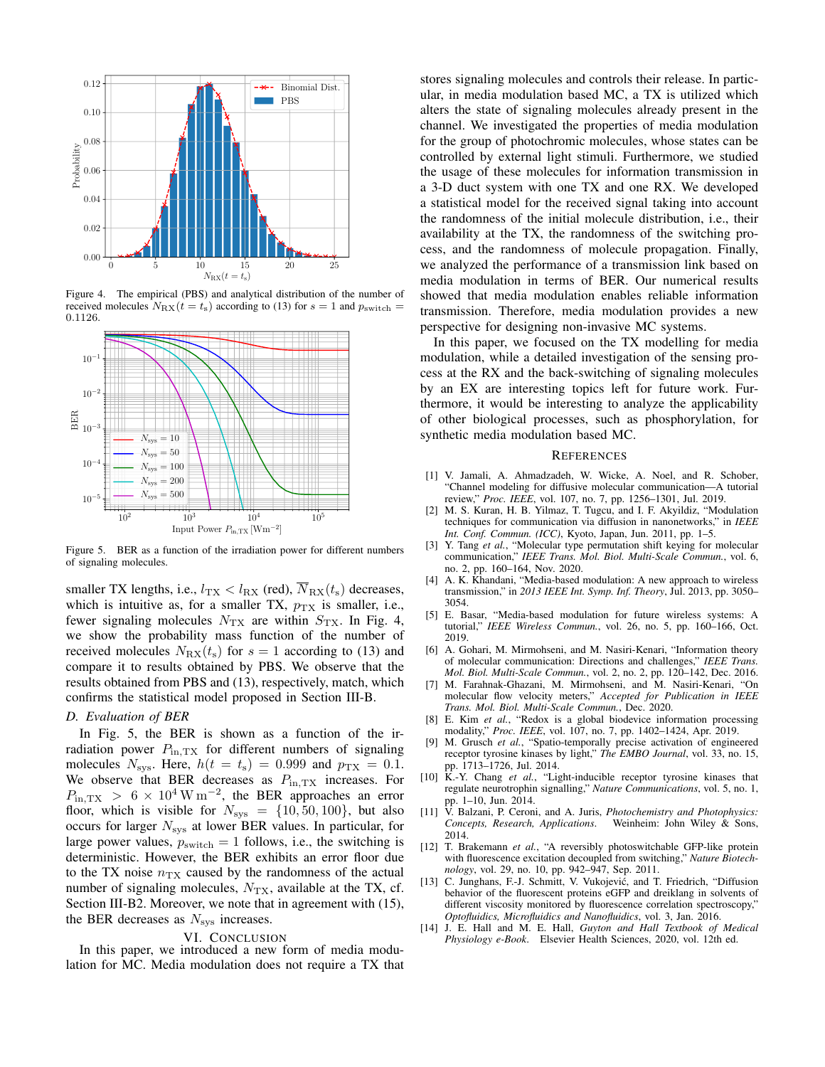0.12
0.10
0.08
0.06
0.04
0.02
0.00
Probability
0
5
10
15
20
25
$N_{\mathrm{RX}}(t = t_\mathrm{s})$
Binomial Dist.
PBS

Figure 4. The empirical (PBS) and analytical distribution of the number of received molecules $N_{\mathrm{RX}}(t = t_\mathrm{s})$ according to (13) for $s = 1$ and $p_{\mathrm{switch}} = 0.1126$.

BER
$10^{-1}$
$10^{-2}$
$10^{-3}$
$10^{-4}$
$10^{-5}$
$10^{2}$
$10^{3}$
$10^{4}$
$10^{5}$
Input Power $P_{\mathrm{in,TX}}$ [$\mathrm{W m^{-2}}$]
$N_{\mathrm{sys}} = 10$
$N_{\mathrm{sys}} = 50$
$N_{\mathrm{sys}} = 100$
$N_{\mathrm{sys}} = 200$
$N_{\mathrm{sys}} = 500$

Figure 5. BER as a function of the irradiation power for different numbers of signaling molecules.

smaller TX lengths, i.e., $l_{\mathrm{TX}} < l_{\mathrm{RX}}$ (red), $\overline{N}_{\mathrm{RX}}(t_\mathrm{s})$ decreases, which is intuitive as, for a smaller TX, $p_{\mathrm{TX}}$ is smaller, i.e., fewer signaling molecules $N_{\mathrm{TX}}$ are within $S_{\mathrm{TX}}$. In Fig. 4, we show the probability mass function of the number of received molecules $N_{\mathrm{RX}}(t_\mathrm{s})$ for $s = 1$ according to (13) and compare it to results obtained by PBS. We observe that the results obtained from PBS and (13), respectively, match, which confirms the statistical model proposed in Section III-B.

### D. Evaluation of BER

In Fig. 5, the BER is shown as a function of the irradiation power $P_{\mathrm{in,TX}}$ for different numbers of signaling molecules $N_{\mathrm{sys}}$. Here, $h(t = t_\mathrm{s}) = 0.999$ and $p_{\mathrm{TX}} = 0.1$. We observe that BER decreases as $P_{\mathrm{in,TX}}$ increases. For $P_{\mathrm{in,TX}} > 6 \times 10^4\,\mathrm{W\,m^{-2}}$, the BER approaches an error floor, which is visible for $N_{\mathrm{sys}} = \{10, 50, 100\}$, but also occurs for larger $N_{\mathrm{sys}}$ at lower BER values. In particular, for large power values, $p_{\mathrm{switch}} = 1$ follows, i.e., the switching is deterministic. However, the BER exhibits an error floor due to the TX noise $n_{\mathrm{TX}}$ caused by the randomness of the actual number of signaling molecules, $N_{\mathrm{TX}}$, available at the TX, cf. Section III-B2. Moreover, we note that in agreement with (15), the BER decreases as $N_{\mathrm{sys}}$ increases.

## VI. Conclusion

In this paper, we introduced a new form of media modulation for MC. Media modulation does not require a TX that stores signaling molecules and controls their release. In particular, in media modulation based MC, a TX is utilized which alters the state of signaling molecules already present in the channel. We investigated the properties of media modulation for the group of photochromic molecules, whose states can be controlled by external light stimuli. Furthermore, we studied the usage of these molecules for information transmission in a 3-D duct system with one TX and one RX. We developed a statistical model for the received signal taking into account the randomness of the initial molecule distribution, i.e., their availability at the TX, the randomness of the switching process, and the randomness of molecule propagation. Finally, we analyzed the performance of a transmission link based on media modulation in terms of BER. Our numerical results showed that media modulation enables reliable information transmission. Therefore, media modulation provides a new perspective for designing non-invasive MC systems.

In this paper, we focused on the TX modelling for media modulation, while a detailed investigation of the sensing process at the RX and the back-switching of signaling molecules by an EX are interesting topics left for future work. Furthermore, it would be interesting to analyze the applicability of other biological processes, such as phosphorylation, for synthetic media modulation based MC.

## References

[1] V. Jamali, A. Ahmadzadeh, W. Wicke, A. Noel, and R. Schober, "Channel modeling for diffusive molecular communication—A tutorial review," *Proc. IEEE*, vol. 107, no. 7, pp. 1256–1301, Jul. 2019.

[2] M. S. Kuran, H. B. Yilmaz, T. Tugcu, and I. F. Akyildiz, "Modulation techniques for communication via diffusion in nanonetworks," in *IEEE Int. Conf. Commun. (ICC)*, Kyoto, Japan, Jun. 2011, pp. 1–5.

[3] Y. Tang *et al.*, "Molecular type permutation shift keying for molecular communication," *IEEE Trans. Mol. Biol. Multi-Scale Commun.*, vol. 6, no. 2, pp. 160–164, Nov. 2020.

[4] A. K. Khandani, "Media-based modulation: A new approach to wireless transmission," in *2013 IEEE Int. Symp. Inf. Theory*, Jul. 2013, pp. 3050–3054.

[5] E. Basar, "Media-based modulation for future wireless systems: A tutorial," *IEEE Wireless Commun.*, vol. 26, no. 5, pp. 160–166, Oct. 2019.

[6] A. Gohari, M. Mirmohseni, and M. Nasiri-Kenari, "Information theory of molecular communication: Directions and challenges," *IEEE Trans. Mol. Biol. Multi-Scale Commun.*, vol. 2, no. 2, pp. 120–142, Dec. 2016.

[7] M. Farahnak-Ghazani, M. Mirmohseni, and M. Nasiri-Kenari, "On molecular flow velocity meters," *Accepted for Publication in IEEE Trans. Mol. Biol. Multi-Scale Commun.*, Dec. 2020.

[8] E. Kim *et al.*, "Redox is a global biodevice information processing modality," *Proc. IEEE*, vol. 107, no. 7, pp. 1402–1424, Apr. 2019.

[9] M. Grusch *et al.*, "Spatio-temporally precise activation of engineered receptor tyrosine kinases by light," *The EMBO Journal*, vol. 33, no. 15, pp. 1713–1726, Jul. 2014.

[10] K.-Y. Chang *et al.*, "Light-inducible receptor tyrosine kinases that regulate neurotrophin signalling," *Nature Communications*, vol. 5, no. 1, pp. 1–10, Jun. 2014.

[11] V. Balzani, P. Ceroni, and A. Juris, *Photochemistry and Photophysics: Concepts, Research, Applications*. Weinheim: John Wiley & Sons, 2014.

[12] T. Brakemann *et al.*, "A reversibly photoswitchable GFP-like protein with fluorescence excitation decoupled from switching," *Nature Biotechnology*, vol. 29, no. 10, pp. 942–947, Sep. 2011.

[13] C. Junghans, F.-J. Schmitt, V. Vukojević, and T. Friedrich, "Diffusion behavior of the fluorescent proteins eGFP and dreiklang in solvents of different viscosity monitored by fluorescence correlation spectroscopy," *Optofluidics, Microfluidics and Nanofluidics*, vol. 3, Jan. 2016.

[14] J. E. Hall and M. E. Hall, *Guyton and Hall Textbook of Medical Physiology e-Book*. Elsevier Health Sciences, 2020, vol. 12th ed.